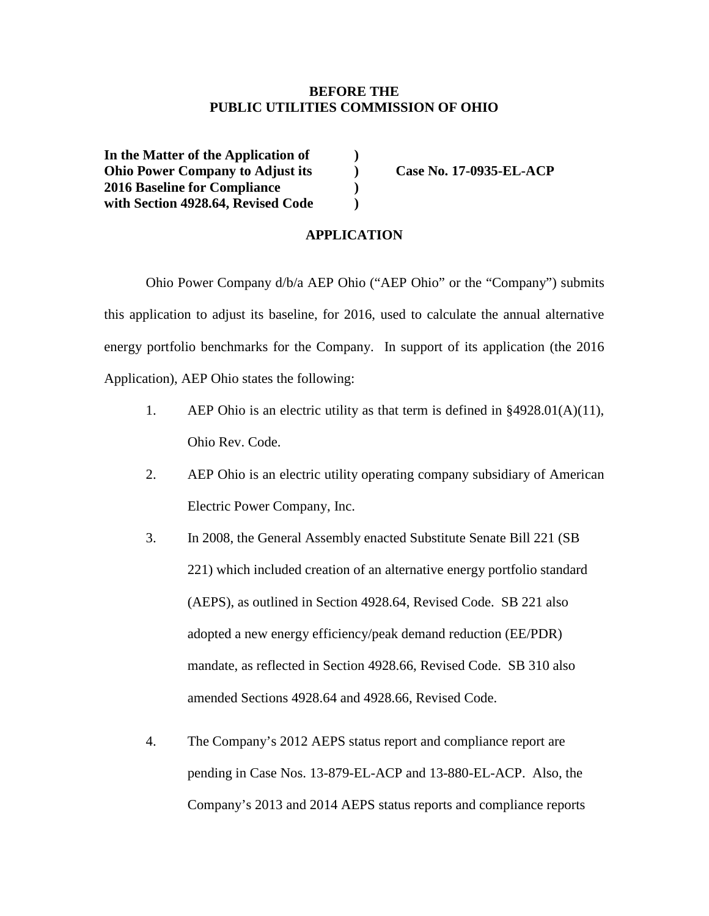**BEFORE THE**
**PUBLIC UTILITIES COMMISSION OF OHIO**

| | | |
|---|---|---|
| **In the Matter of the Application of** | **)** | |
| **Ohio Power Company to Adjust its** | **)** | **Case No. 17-0935-EL-ACP** |
| **2016 Baseline for Compliance** | **)** | |
| **with Section 4928.64, Revised Code** | **)** | |

**APPLICATION**

Ohio Power Company d/b/a AEP Ohio ("AEP Ohio" or the "Company") submits this application to adjust its baseline, for 2016, used to calculate the annual alternative energy portfolio benchmarks for the Company. In support of its application (the 2016 Application), AEP Ohio states the following:

1. AEP Ohio is an electric utility as that term is defined in §4928.01(A)(11), Ohio Rev. Code.

2. AEP Ohio is an electric utility operating company subsidiary of American Electric Power Company, Inc.

3. In 2008, the General Assembly enacted Substitute Senate Bill 221 (SB 221) which included creation of an alternative energy portfolio standard (AEPS), as outlined in Section 4928.64, Revised Code. SB 221 also adopted a new energy efficiency/peak demand reduction (EE/PDR) mandate, as reflected in Section 4928.66, Revised Code. SB 310 also amended Sections 4928.64 and 4928.66, Revised Code.

4. The Company's 2012 AEPS status report and compliance report are pending in Case Nos. 13-879-EL-ACP and 13-880-EL-ACP. Also, the Company's 2013 and 2014 AEPS status reports and compliance reports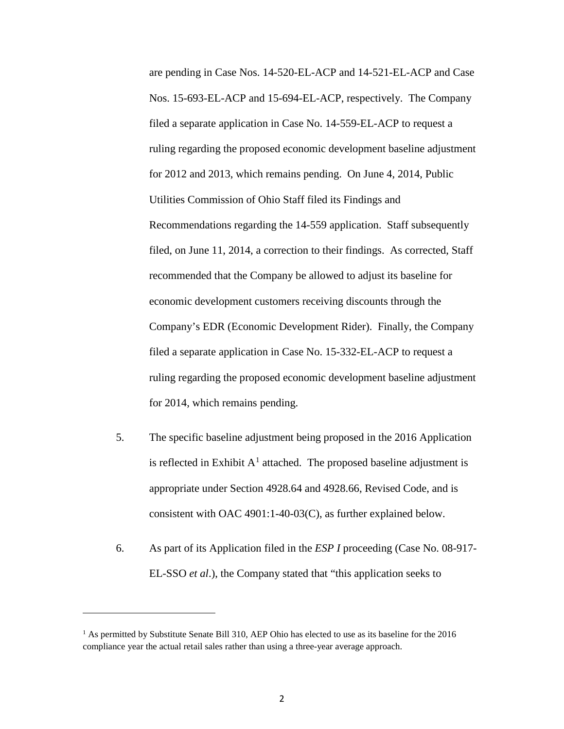are pending in Case Nos. 14-520-EL-ACP and 14-521-EL-ACP and Case Nos. 15-693-EL-ACP and 15-694-EL-ACP, respectively. The Company filed a separate application in Case No. 14-559-EL-ACP to request a ruling regarding the proposed economic development baseline adjustment for 2012 and 2013, which remains pending. On June 4, 2014, Public Utilities Commission of Ohio Staff filed its Findings and Recommendations regarding the 14-559 application. Staff subsequently filed, on June 11, 2014, a correction to their findings. As corrected, Staff recommended that the Company be allowed to adjust its baseline for economic development customers receiving discounts through the Company's EDR (Economic Development Rider). Finally, the Company filed a separate application in Case No. 15-332-EL-ACP to request a ruling regarding the proposed economic development baseline adjustment for 2014, which remains pending.

5. The specific baseline adjustment being proposed in the 2016 Application is reflected in Exhibit A[1] attached. The proposed baseline adjustment is appropriate under Section 4928.64 and 4928.66, Revised Code, and is consistent with OAC 4901:1-40-03(C), as further explained below.

6. As part of its Application filed in the *ESP I* proceeding (Case No. 08-917-EL-SSO *et al*.), the Company stated that "this application seeks to

---

[1] As permitted by Substitute Senate Bill 310, AEP Ohio has elected to use as its baseline for the 2016 compliance year the actual retail sales rather than using a three-year average approach.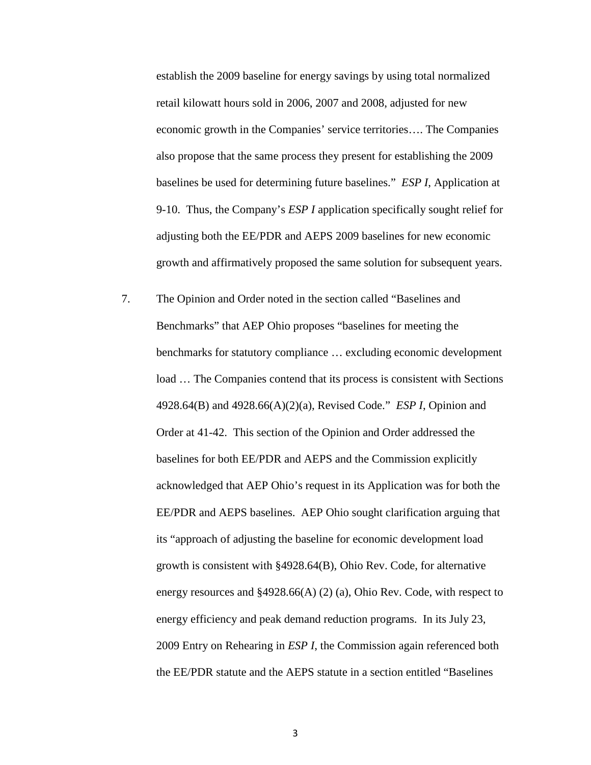establish the 2009 baseline for energy savings by using total normalized retail kilowatt hours sold in 2006, 2007 and 2008, adjusted for new economic growth in the Companies' service territories…. The Companies also propose that the same process they present for establishing the 2009 baselines be used for determining future baselines." *ESP I*, Application at 9-10. Thus, the Company's *ESP I* application specifically sought relief for adjusting both the EE/PDR and AEPS 2009 baselines for new economic growth and affirmatively proposed the same solution for subsequent years.

7. The Opinion and Order noted in the section called "Baselines and Benchmarks" that AEP Ohio proposes "baselines for meeting the benchmarks for statutory compliance … excluding economic development load … The Companies contend that its process is consistent with Sections 4928.64(B) and 4928.66(A)(2)(a), Revised Code." *ESP I*, Opinion and Order at 41-42. This section of the Opinion and Order addressed the baselines for both EE/PDR and AEPS and the Commission explicitly acknowledged that AEP Ohio's request in its Application was for both the EE/PDR and AEPS baselines. AEP Ohio sought clarification arguing that its "approach of adjusting the baseline for economic development load growth is consistent with §4928.64(B), Ohio Rev. Code, for alternative energy resources and §4928.66(A) (2) (a), Ohio Rev. Code, with respect to energy efficiency and peak demand reduction programs. In its July 23, 2009 Entry on Rehearing in *ESP I*, the Commission again referenced both the EE/PDR statute and the AEPS statute in a section entitled "Baselines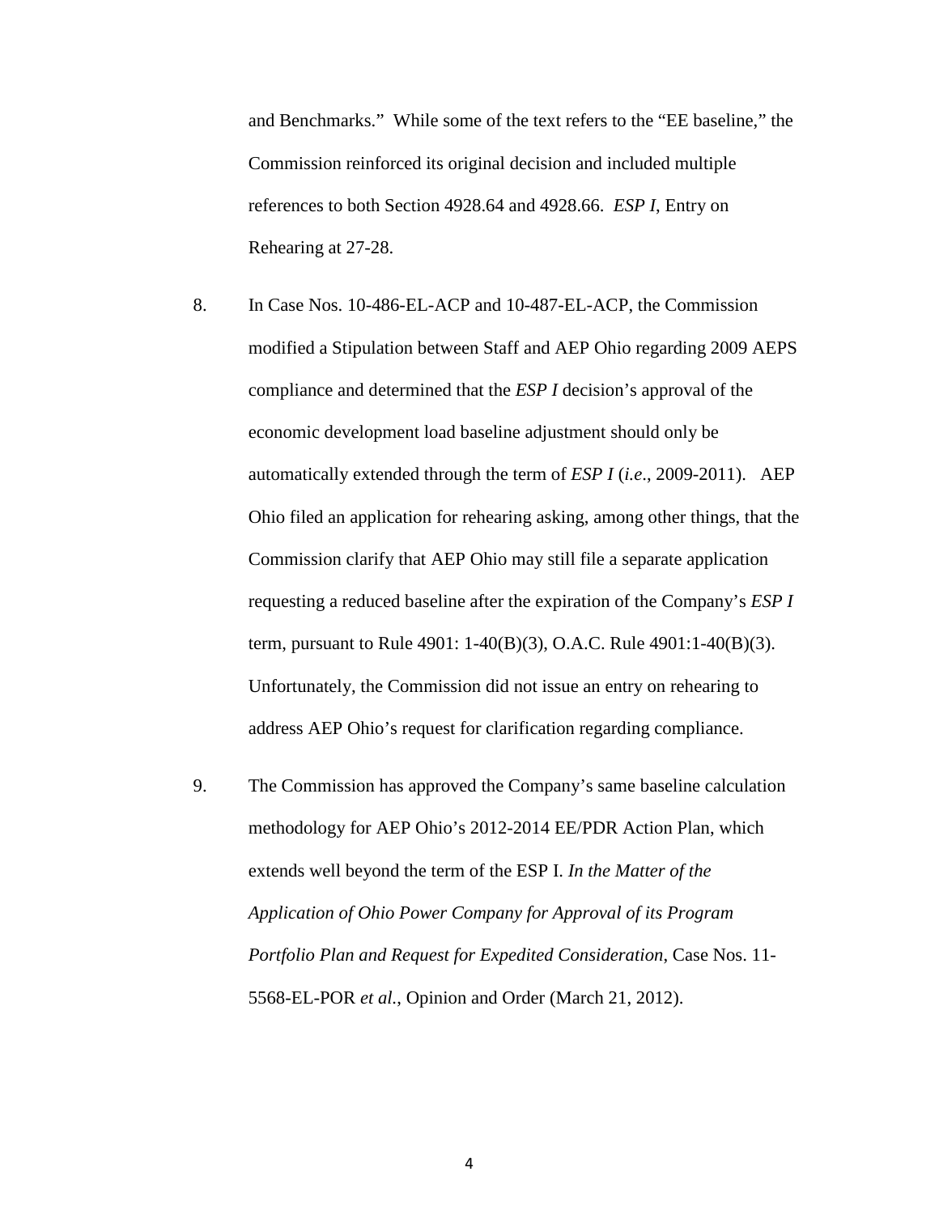and Benchmarks." While some of the text refers to the "EE baseline," the Commission reinforced its original decision and included multiple references to both Section 4928.64 and 4928.66. *ESP I*, Entry on Rehearing at 27-28.

8. In Case Nos. 10-486-EL-ACP and 10-487-EL-ACP, the Commission modified a Stipulation between Staff and AEP Ohio regarding 2009 AEPS compliance and determined that the *ESP I* decision's approval of the economic development load baseline adjustment should only be automatically extended through the term of *ESP I* (*i.e*., 2009-2011). AEP Ohio filed an application for rehearing asking, among other things, that the Commission clarify that AEP Ohio may still file a separate application requesting a reduced baseline after the expiration of the Company's *ESP I* term, pursuant to Rule 4901: 1-40(B)(3), O.A.C. Rule 4901:1-40(B)(3). Unfortunately, the Commission did not issue an entry on rehearing to address AEP Ohio's request for clarification regarding compliance.

9. The Commission has approved the Company's same baseline calculation methodology for AEP Ohio's 2012-2014 EE/PDR Action Plan, which extends well beyond the term of the ESP I. *In the Matter of the Application of Ohio Power Company for Approval of its Program Portfolio Plan and Request for Expedited Consideration*, Case Nos. 11-5568-EL-POR *et al.*, Opinion and Order (March 21, 2012).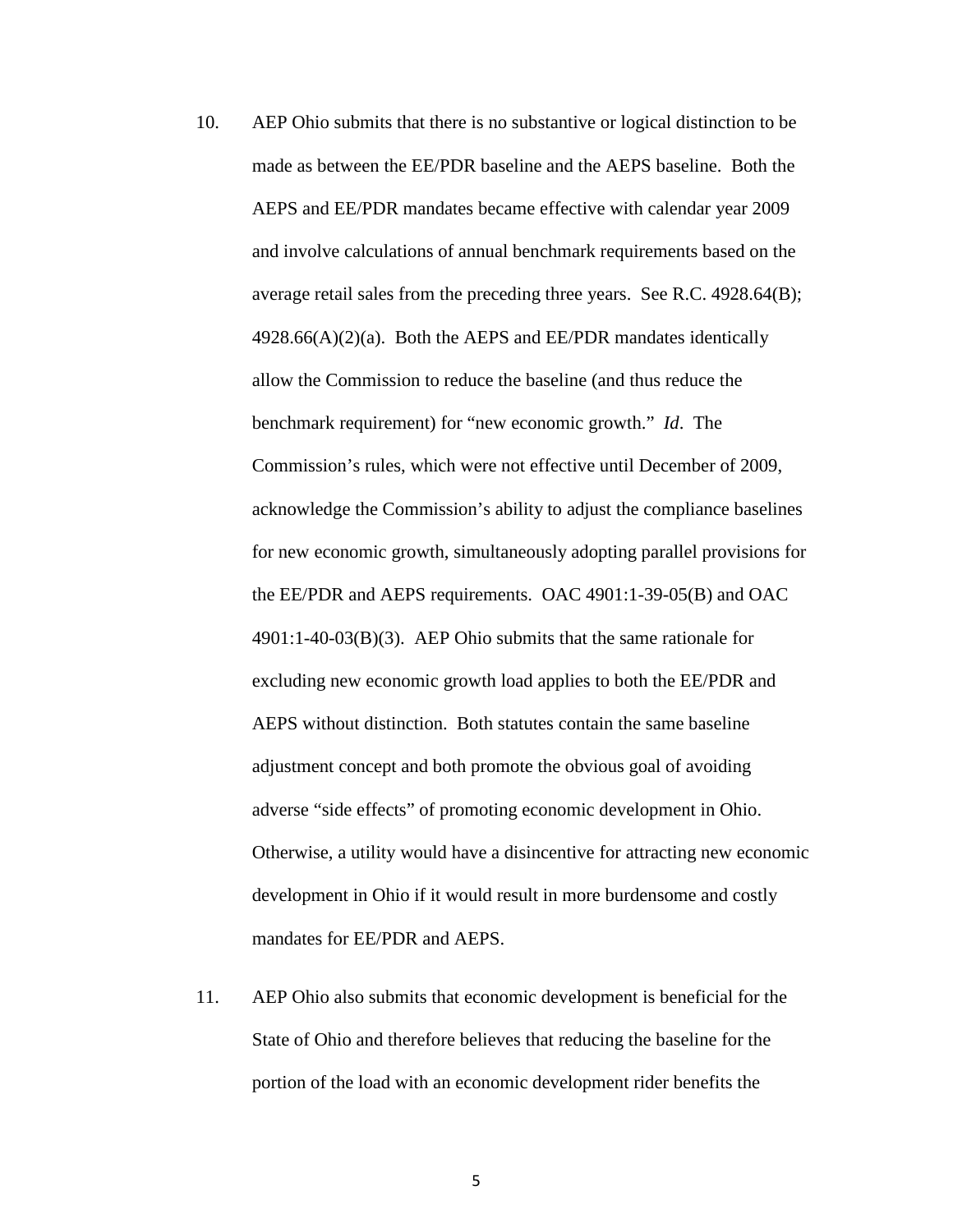10. AEP Ohio submits that there is no substantive or logical distinction to be made as between the EE/PDR baseline and the AEPS baseline. Both the AEPS and EE/PDR mandates became effective with calendar year 2009 and involve calculations of annual benchmark requirements based on the average retail sales from the preceding three years. See R.C. 4928.64(B); 4928.66(A)(2)(a). Both the AEPS and EE/PDR mandates identically allow the Commission to reduce the baseline (and thus reduce the benchmark requirement) for "new economic growth." *Id*. The Commission's rules, which were not effective until December of 2009, acknowledge the Commission's ability to adjust the compliance baselines for new economic growth, simultaneously adopting parallel provisions for the EE/PDR and AEPS requirements. OAC 4901:1-39-05(B) and OAC 4901:1-40-03(B)(3). AEP Ohio submits that the same rationale for excluding new economic growth load applies to both the EE/PDR and AEPS without distinction. Both statutes contain the same baseline adjustment concept and both promote the obvious goal of avoiding adverse "side effects" of promoting economic development in Ohio. Otherwise, a utility would have a disincentive for attracting new economic development in Ohio if it would result in more burdensome and costly mandates for EE/PDR and AEPS.

11. AEP Ohio also submits that economic development is beneficial for the State of Ohio and therefore believes that reducing the baseline for the portion of the load with an economic development rider benefits the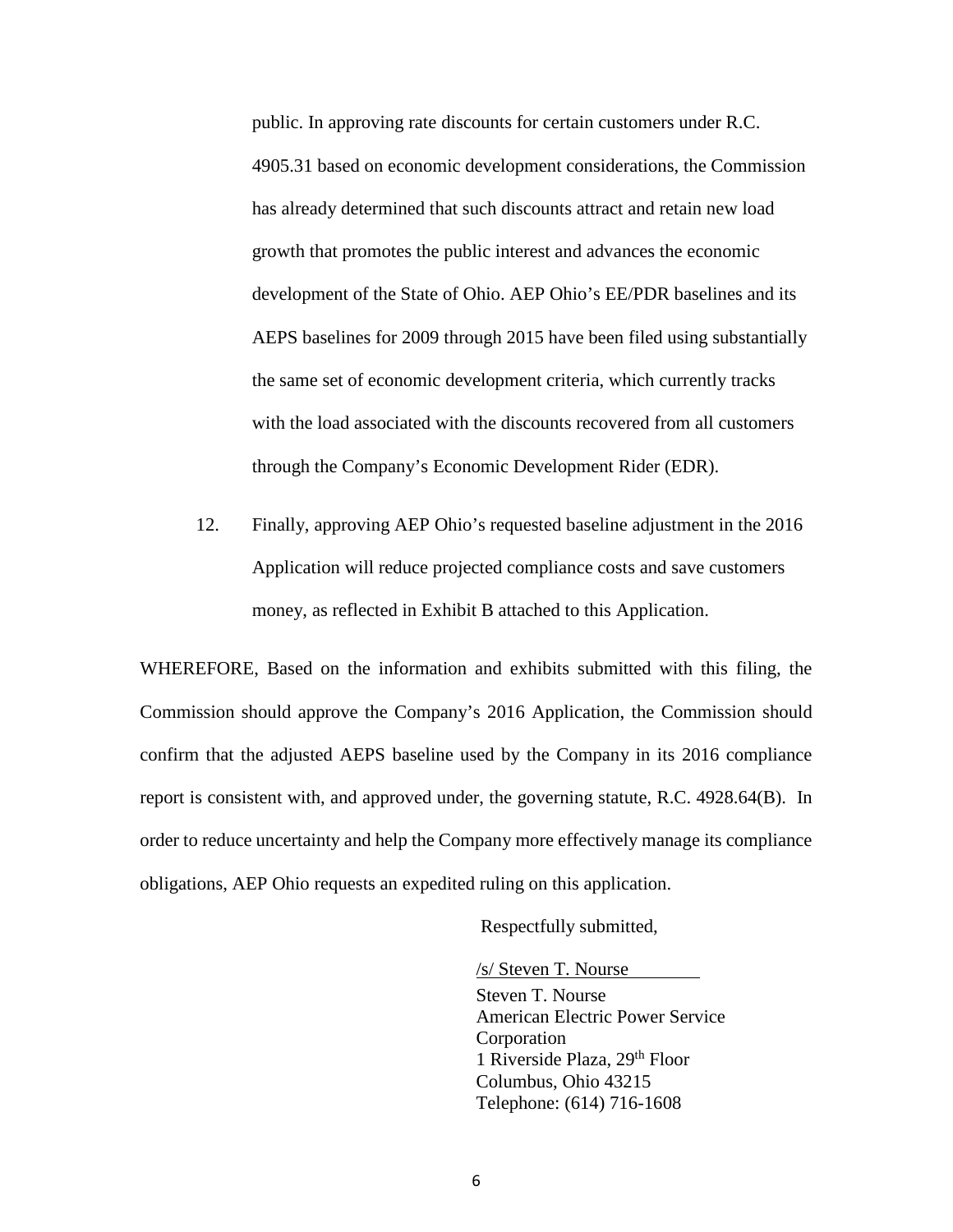public. In approving rate discounts for certain customers under R.C. 4905.31 based on economic development considerations, the Commission has already determined that such discounts attract and retain new load growth that promotes the public interest and advances the economic development of the State of Ohio. AEP Ohio's EE/PDR baselines and its AEPS baselines for 2009 through 2015 have been filed using substantially the same set of economic development criteria, which currently tracks with the load associated with the discounts recovered from all customers through the Company's Economic Development Rider (EDR).

12. Finally, approving AEP Ohio's requested baseline adjustment in the 2016 Application will reduce projected compliance costs and save customers money, as reflected in Exhibit B attached to this Application.

WHEREFORE, Based on the information and exhibits submitted with this filing, the Commission should approve the Company's 2016 Application, the Commission should confirm that the adjusted AEPS baseline used by the Company in its 2016 compliance report is consistent with, and approved under, the governing statute, R.C. 4928.64(B). In order to reduce uncertainty and help the Company more effectively manage its compliance obligations, AEP Ohio requests an expedited ruling on this application.

Respectfully submitted,

/s/ Steven T. Nourse

Steven T. Nourse
American Electric Power Service Corporation
1 Riverside Plaza, 29th Floor
Columbus, Ohio 43215
Telephone: (614) 716-1608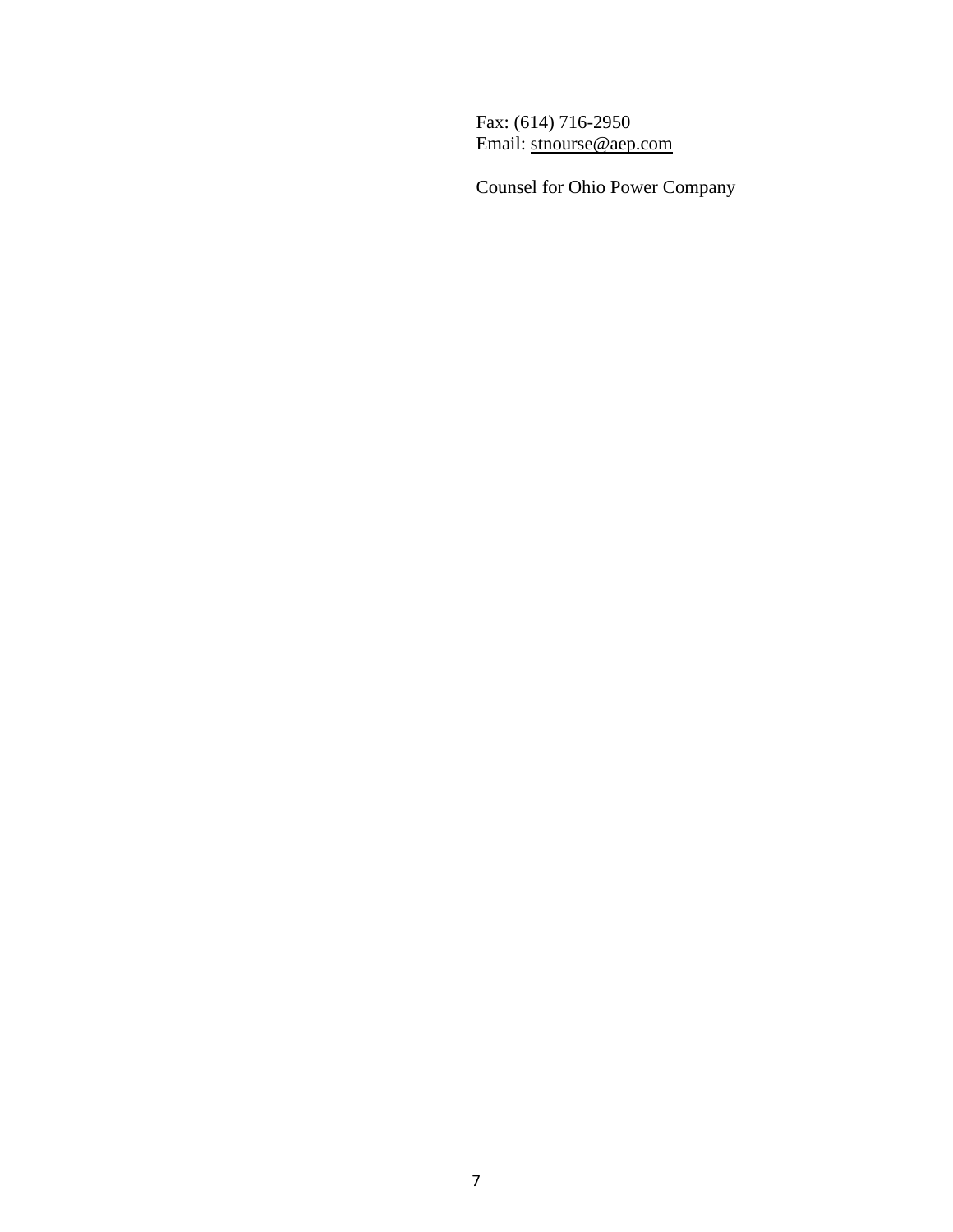Fax: (614) 716-2950
Email: stnourse@aep.com

Counsel for Ohio Power Company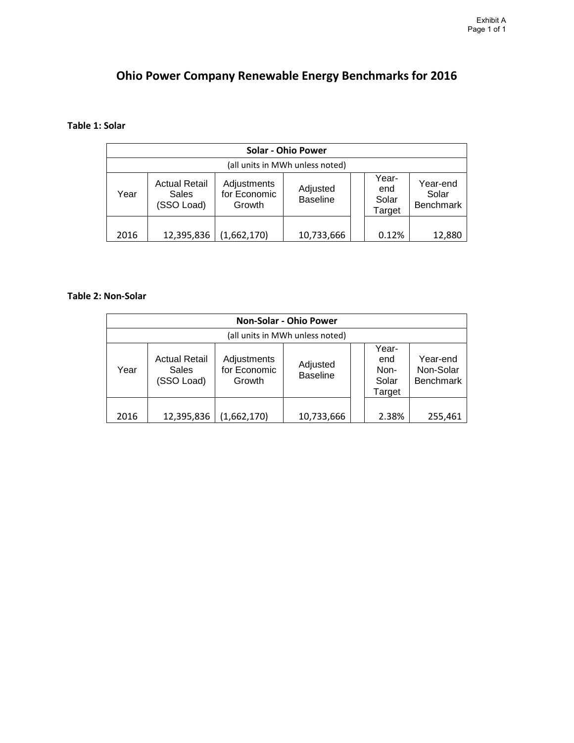Exhibit A
Page 1 of 1

# Ohio Power Company Renewable Energy Benchmarks for 2016

**Table 1: Solar**

| Solar - Ohio Power | | | | | | |
|---|---|---|---|---|---|---|
| (all units in MWh unless noted) | | | | | | |
| Year | Actual Retail Sales (SSO Load) | Adjustments for Economic Growth | Adjusted Baseline | | Year-end Solar Target | Year-end Solar Benchmark |
| 2016 | 12,395,836 | (1,662,170) | 10,733,666 | | 0.12% | 12,880 |

**Table 2: Non-Solar**

| Non-Solar - Ohio Power | | | | | | |
|---|---|---|---|---|---|---|
| (all units in MWh unless noted) | | | | | | |
| Year | Actual Retail Sales (SSO Load) | Adjustments for Economic Growth | Adjusted Baseline | | Year-end Non-Solar Target | Year-end Non-Solar Benchmark |
| 2016 | 12,395,836 | (1,662,170) | 10,733,666 | | 2.38% | 255,461 |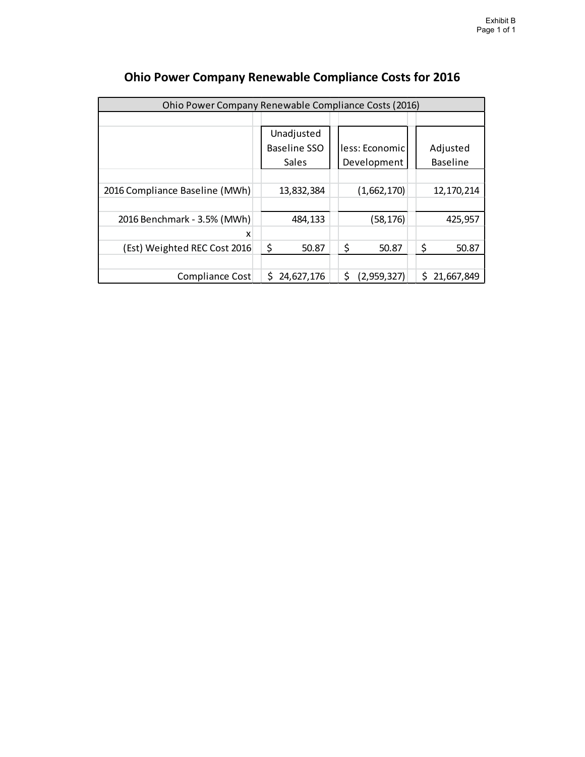Exhibit B
Page 1 of 1

# Ohio Power Company Renewable Compliance Costs for 2016

| Ohio Power Company Renewable Compliance Costs (2016) | | | |
|---|---|---|---|
| | Unadjusted Baseline SSO Sales | less: Economic Development | Adjusted Baseline |
| 2016 Compliance Baseline (MWh) | 13,832,384 | (1,662,170) | 12,170,214 |
| 2016 Benchmark - 3.5% (MWh) | 484,133 | (58,176) | 425,957 |
| x | | | |
| (Est) Weighted REC Cost 2016 | $ 50.87 | $ 50.87 | $ 50.87 |
| Compliance Cost | $ 24,627,176 | $ (2,959,327) | $ 21,667,849 |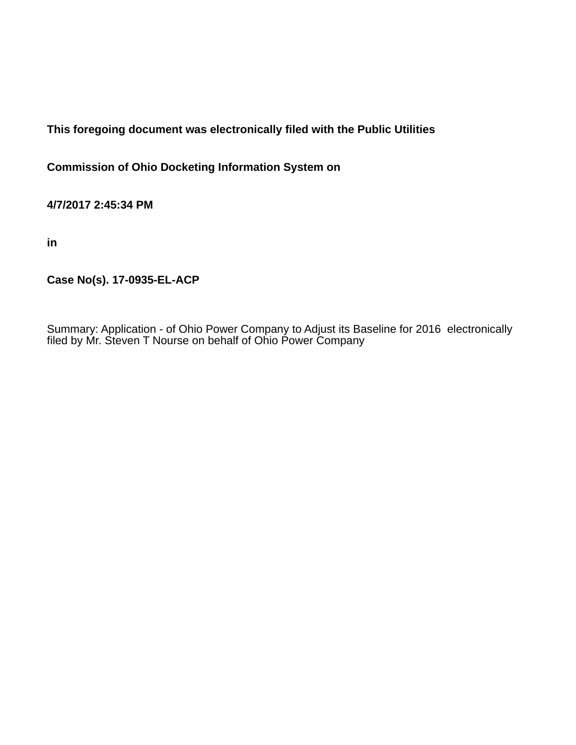**This foregoing document was electronically filed with the Public Utilities**

**Commission of Ohio Docketing Information System on**

**4/7/2017 2:45:34 PM**

**in**

**Case No(s). 17-0935-EL-ACP**

Summary: Application - of Ohio Power Company to Adjust its Baseline for 2016 electronically filed by Mr. Steven T Nourse on behalf of Ohio Power Company